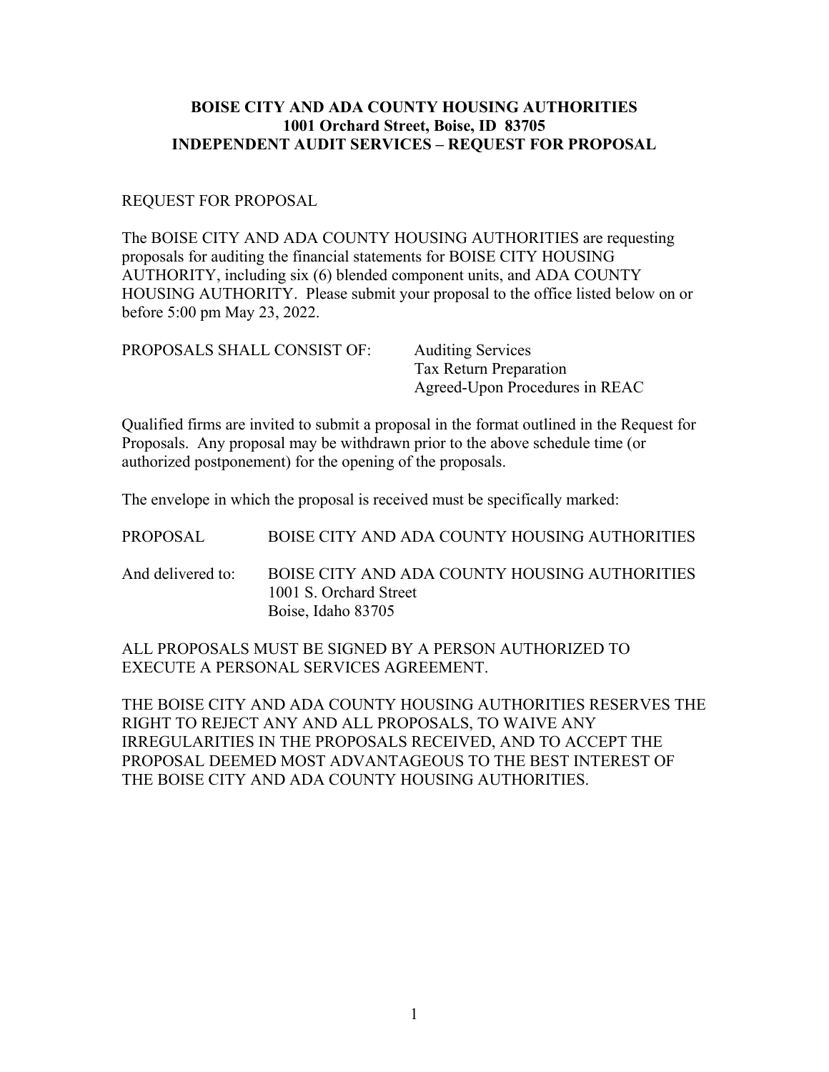**BOISE CITY AND ADA COUNTY HOUSING AUTHORITIES**
**1001 Orchard Street, Boise, ID 83705**
**INDEPENDENT AUDIT SERVICES – REQUEST FOR PROPOSAL**

REQUEST FOR PROPOSAL

The BOISE CITY AND ADA COUNTY HOUSING AUTHORITIES are requesting proposals for auditing the financial statements for BOISE CITY HOUSING AUTHORITY, including six (6) blended component units, and ADA COUNTY HOUSING AUTHORITY. Please submit your proposal to the office listed below on or before 5:00 pm May 23, 2022.

PROPOSALS SHALL CONSIST OF:
- Auditing Services
- Tax Return Preparation
- Agreed-Upon Procedures in REAC

Qualified firms are invited to submit a proposal in the format outlined in the Request for Proposals. Any proposal may be withdrawn prior to the above schedule time (or authorized postponement) for the opening of the proposals.

The envelope in which the proposal is received must be specifically marked:

PROPOSAL BOISE CITY AND ADA COUNTY HOUSING AUTHORITIES

And delivered to: BOISE CITY AND ADA COUNTY HOUSING AUTHORITIES
1001 S. Orchard Street
Boise, Idaho 83705

ALL PROPOSALS MUST BE SIGNED BY A PERSON AUTHORIZED TO EXECUTE A PERSONAL SERVICES AGREEMENT.

THE BOISE CITY AND ADA COUNTY HOUSING AUTHORITIES RESERVES THE RIGHT TO REJECT ANY AND ALL PROPOSALS, TO WAIVE ANY IRREGULARITIES IN THE PROPOSALS RECEIVED, AND TO ACCEPT THE PROPOSAL DEEMED MOST ADVANTAGEOUS TO THE BEST INTEREST OF THE BOISE CITY AND ADA COUNTY HOUSING AUTHORITIES.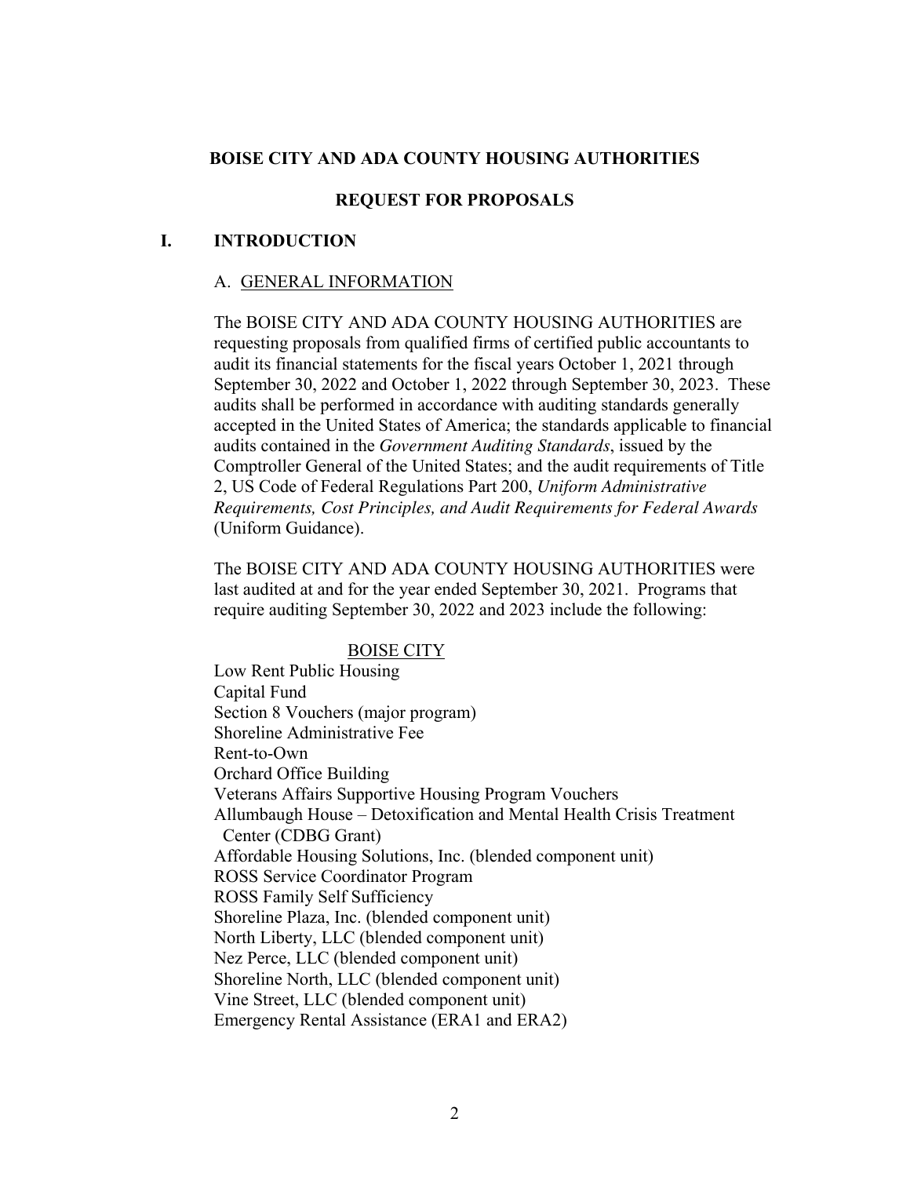**BOISE CITY AND ADA COUNTY HOUSING AUTHORITIES**

**REQUEST FOR PROPOSALS**

## I. INTRODUCTION

### A. GENERAL INFORMATION

The BOISE CITY AND ADA COUNTY HOUSING AUTHORITIES are requesting proposals from qualified firms of certified public accountants to audit its financial statements for the fiscal years October 1, 2021 through September 30, 2022 and October 1, 2022 through September 30, 2023. These audits shall be performed in accordance with auditing standards generally accepted in the United States of America; the standards applicable to financial audits contained in the *Government Auditing Standards*, issued by the Comptroller General of the United States; and the audit requirements of Title 2, US Code of Federal Regulations Part 200, *Uniform Administrative Requirements, Cost Principles, and Audit Requirements for Federal Awards* (Uniform Guidance).

The BOISE CITY AND ADA COUNTY HOUSING AUTHORITIES were last audited at and for the year ended September 30, 2021. Programs that require auditing September 30, 2022 and 2023 include the following:

BOISE CITY

- Low Rent Public Housing
- Capital Fund
- Section 8 Vouchers (major program)
- Shoreline Administrative Fee
- Rent-to-Own
- Orchard Office Building
- Veterans Affairs Supportive Housing Program Vouchers
- Allumbaugh House – Detoxification and Mental Health Crisis Treatment Center (CDBG Grant)
- Affordable Housing Solutions, Inc. (blended component unit)
- ROSS Service Coordinator Program
- ROSS Family Self Sufficiency
- Shoreline Plaza, Inc. (blended component unit)
- North Liberty, LLC (blended component unit)
- Nez Perce, LLC (blended component unit)
- Shoreline North, LLC (blended component unit)
- Vine Street, LLC (blended component unit)
- Emergency Rental Assistance (ERA1 and ERA2)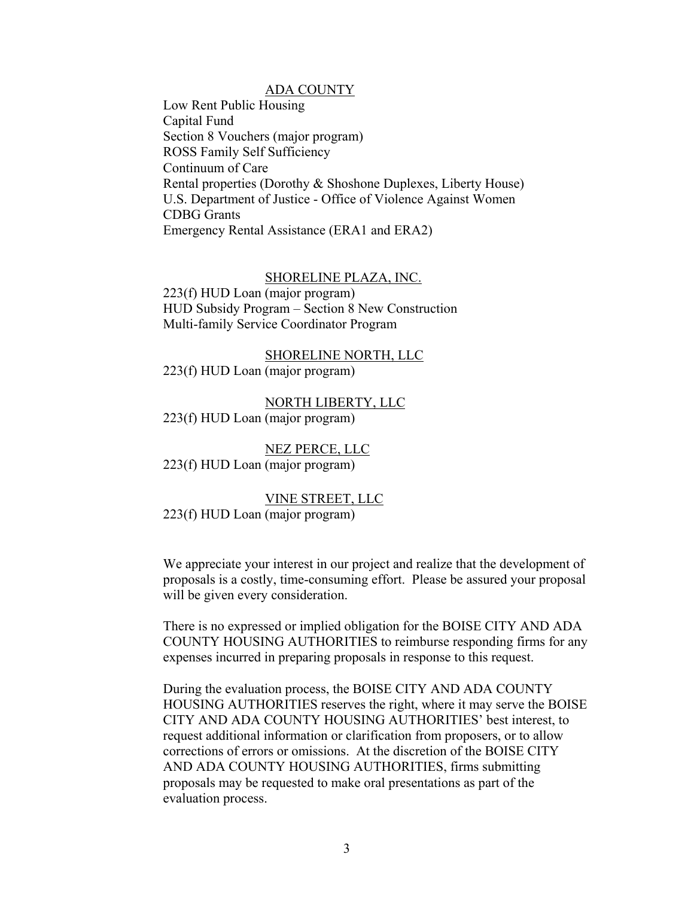<u>ADA COUNTY</u>

Low Rent Public Housing
Capital Fund
Section 8 Vouchers (major program)
ROSS Family Self Sufficiency
Continuum of Care
Rental properties (Dorothy & Shoshone Duplexes, Liberty House)
U.S. Department of Justice - Office of Violence Against Women
CDBG Grants
Emergency Rental Assistance (ERA1 and ERA2)

<u>SHORELINE PLAZA, INC.</u>

223(f) HUD Loan (major program)
HUD Subsidy Program – Section 8 New Construction
Multi-family Service Coordinator Program

<u>SHORELINE NORTH, LLC</u>

223(f) HUD Loan (major program)

<u>NORTH LIBERTY, LLC</u>

223(f) HUD Loan (major program)

<u>NEZ PERCE, LLC</u>

223(f) HUD Loan (major program)

<u>VINE STREET, LLC</u>

223(f) HUD Loan (major program)

We appreciate your interest in our project and realize that the development of proposals is a costly, time-consuming effort. Please be assured your proposal will be given every consideration.

There is no expressed or implied obligation for the BOISE CITY AND ADA COUNTY HOUSING AUTHORITIES to reimburse responding firms for any expenses incurred in preparing proposals in response to this request.

During the evaluation process, the BOISE CITY AND ADA COUNTY HOUSING AUTHORITIES reserves the right, where it may serve the BOISE CITY AND ADA COUNTY HOUSING AUTHORITIES' best interest, to request additional information or clarification from proposers, or to allow corrections of errors or omissions. At the discretion of the BOISE CITY AND ADA COUNTY HOUSING AUTHORITIES, firms submitting proposals may be requested to make oral presentations as part of the evaluation process.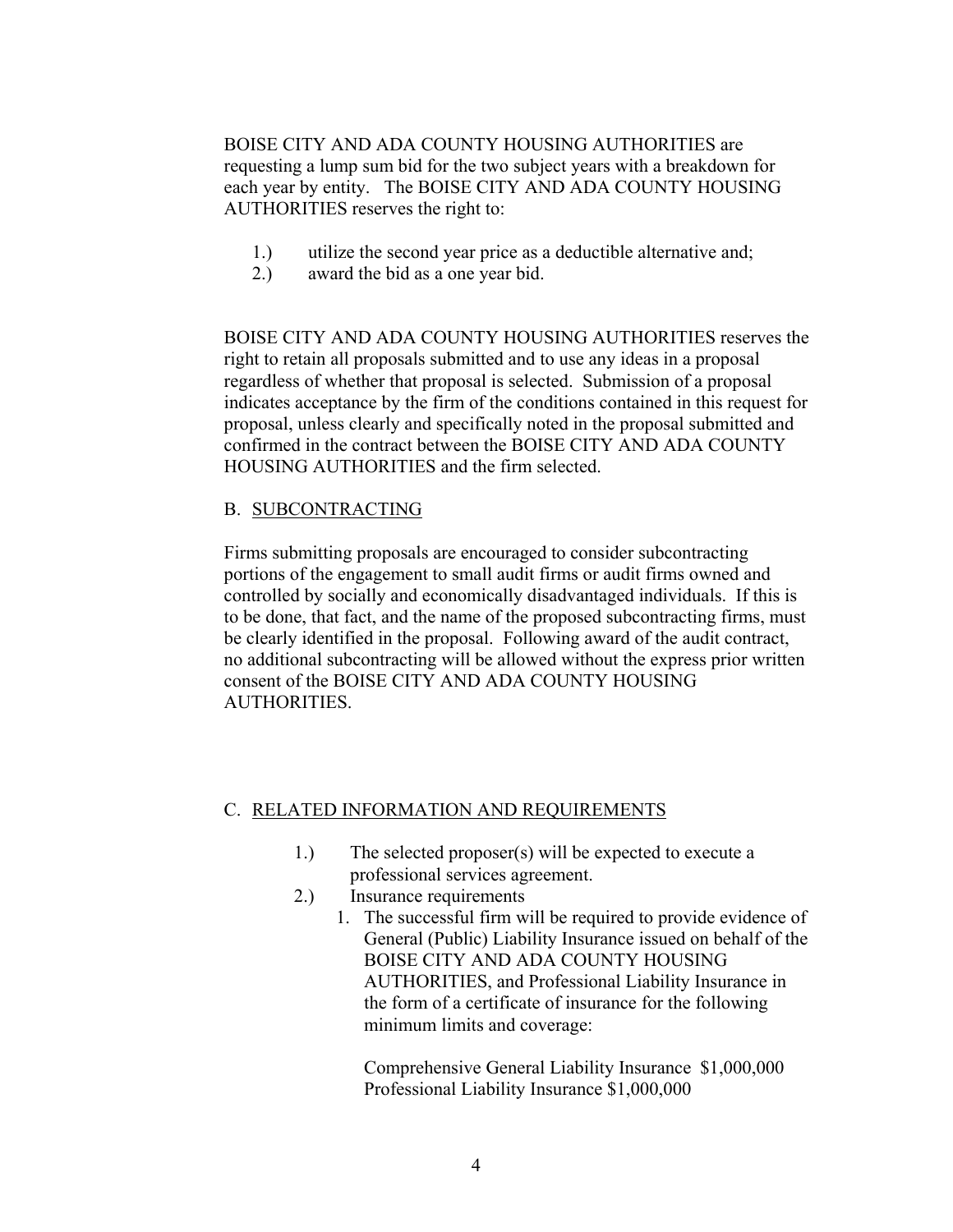BOISE CITY AND ADA COUNTY HOUSING AUTHORITIES are requesting a lump sum bid for the two subject years with a breakdown for each year by entity. The BOISE CITY AND ADA COUNTY HOUSING AUTHORITIES reserves the right to:

1.) utilize the second year price as a deductible alternative and;
2.) award the bid as a one year bid.

BOISE CITY AND ADA COUNTY HOUSING AUTHORITIES reserves the right to retain all proposals submitted and to use any ideas in a proposal regardless of whether that proposal is selected. Submission of a proposal indicates acceptance by the firm of the conditions contained in this request for proposal, unless clearly and specifically noted in the proposal submitted and confirmed in the contract between the BOISE CITY AND ADA COUNTY HOUSING AUTHORITIES and the firm selected.

## B. SUBCONTRACTING

Firms submitting proposals are encouraged to consider subcontracting portions of the engagement to small audit firms or audit firms owned and controlled by socially and economically disadvantaged individuals. If this is to be done, that fact, and the name of the proposed subcontracting firms, must be clearly identified in the proposal. Following award of the audit contract, no additional subcontracting will be allowed without the express prior written consent of the BOISE CITY AND ADA COUNTY HOUSING AUTHORITIES.

## C. RELATED INFORMATION AND REQUIREMENTS

1.) The selected proposer(s) will be expected to execute a professional services agreement.
2.) Insurance requirements
   1. The successful firm will be required to provide evidence of General (Public) Liability Insurance issued on behalf of the BOISE CITY AND ADA COUNTY HOUSING AUTHORITIES, and Professional Liability Insurance in the form of a certificate of insurance for the following minimum limits and coverage:

      Comprehensive General Liability Insurance $1,000,000
      Professional Liability Insurance $1,000,000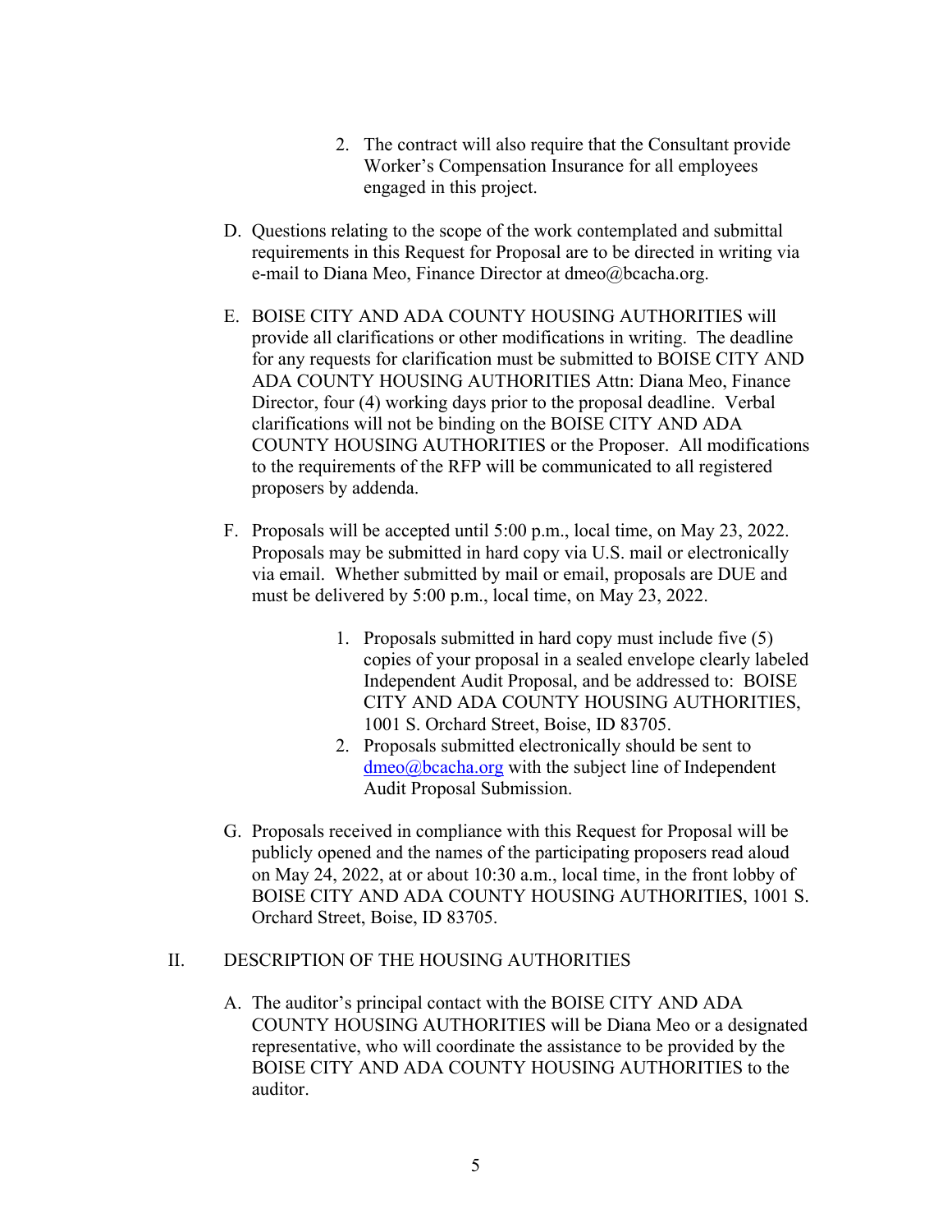2. The contract will also require that the Consultant provide Worker's Compensation Insurance for all employees engaged in this project.

D. Questions relating to the scope of the work contemplated and submittal requirements in this Request for Proposal are to be directed in writing via e-mail to Diana Meo, Finance Director at dmeo@bcacha.org.

E. BOISE CITY AND ADA COUNTY HOUSING AUTHORITIES will provide all clarifications or other modifications in writing. The deadline for any requests for clarification must be submitted to BOISE CITY AND ADA COUNTY HOUSING AUTHORITIES Attn: Diana Meo, Finance Director, four (4) working days prior to the proposal deadline. Verbal clarifications will not be binding on the BOISE CITY AND ADA COUNTY HOUSING AUTHORITIES or the Proposer. All modifications to the requirements of the RFP will be communicated to all registered proposers by addenda.

F. Proposals will be accepted until 5:00 p.m., local time, on May 23, 2022. Proposals may be submitted in hard copy via U.S. mail or electronically via email. Whether submitted by mail or email, proposals are DUE and must be delivered by 5:00 p.m., local time, on May 23, 2022.

   1. Proposals submitted in hard copy must include five (5) copies of your proposal in a sealed envelope clearly labeled Independent Audit Proposal, and be addressed to: BOISE CITY AND ADA COUNTY HOUSING AUTHORITIES, 1001 S. Orchard Street, Boise, ID 83705.
   2. Proposals submitted electronically should be sent to dmeo@bcacha.org with the subject line of Independent Audit Proposal Submission.

G. Proposals received in compliance with this Request for Proposal will be publicly opened and the names of the participating proposers read aloud on May 24, 2022, at or about 10:30 a.m., local time, in the front lobby of BOISE CITY AND ADA COUNTY HOUSING AUTHORITIES, 1001 S. Orchard Street, Boise, ID 83705.

## II. DESCRIPTION OF THE HOUSING AUTHORITIES

A. The auditor's principal contact with the BOISE CITY AND ADA COUNTY HOUSING AUTHORITIES will be Diana Meo or a designated representative, who will coordinate the assistance to be provided by the BOISE CITY AND ADA COUNTY HOUSING AUTHORITIES to the auditor.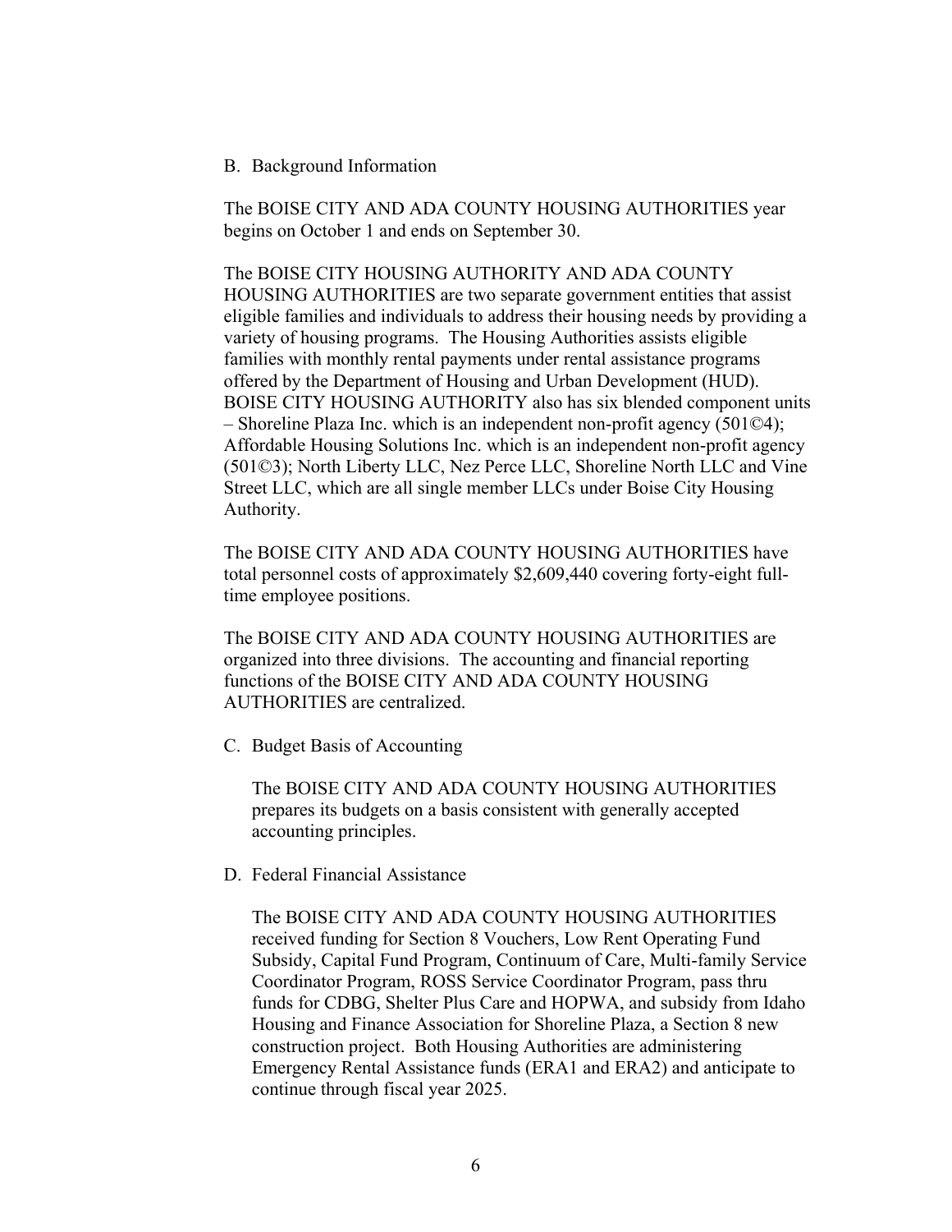B. Background Information

The BOISE CITY AND ADA COUNTY HOUSING AUTHORITIES year begins on October 1 and ends on September 30.

The BOISE CITY HOUSING AUTHORITY AND ADA COUNTY HOUSING AUTHORITIES are two separate government entities that assist eligible families and individuals to address their housing needs by providing a variety of housing programs. The Housing Authorities assists eligible families with monthly rental payments under rental assistance programs offered by the Department of Housing and Urban Development (HUD). BOISE CITY HOUSING AUTHORITY also has six blended component units – Shoreline Plaza Inc. which is an independent non-profit agency (501©4); Affordable Housing Solutions Inc. which is an independent non-profit agency (501©3); North Liberty LLC, Nez Perce LLC, Shoreline North LLC and Vine Street LLC, which are all single member LLCs under Boise City Housing Authority.

The BOISE CITY AND ADA COUNTY HOUSING AUTHORITIES have total personnel costs of approximately $2,609,440 covering forty-eight full-time employee positions.

The BOISE CITY AND ADA COUNTY HOUSING AUTHORITIES are organized into three divisions. The accounting and financial reporting functions of the BOISE CITY AND ADA COUNTY HOUSING AUTHORITIES are centralized.

C. Budget Basis of Accounting

The BOISE CITY AND ADA COUNTY HOUSING AUTHORITIES prepares its budgets on a basis consistent with generally accepted accounting principles.

D. Federal Financial Assistance

The BOISE CITY AND ADA COUNTY HOUSING AUTHORITIES received funding for Section 8 Vouchers, Low Rent Operating Fund Subsidy, Capital Fund Program, Continuum of Care, Multi-family Service Coordinator Program, ROSS Service Coordinator Program, pass thru funds for CDBG, Shelter Plus Care and HOPWA, and subsidy from Idaho Housing and Finance Association for Shoreline Plaza, a Section 8 new construction project. Both Housing Authorities are administering Emergency Rental Assistance funds (ERA1 and ERA2) and anticipate to continue through fiscal year 2025.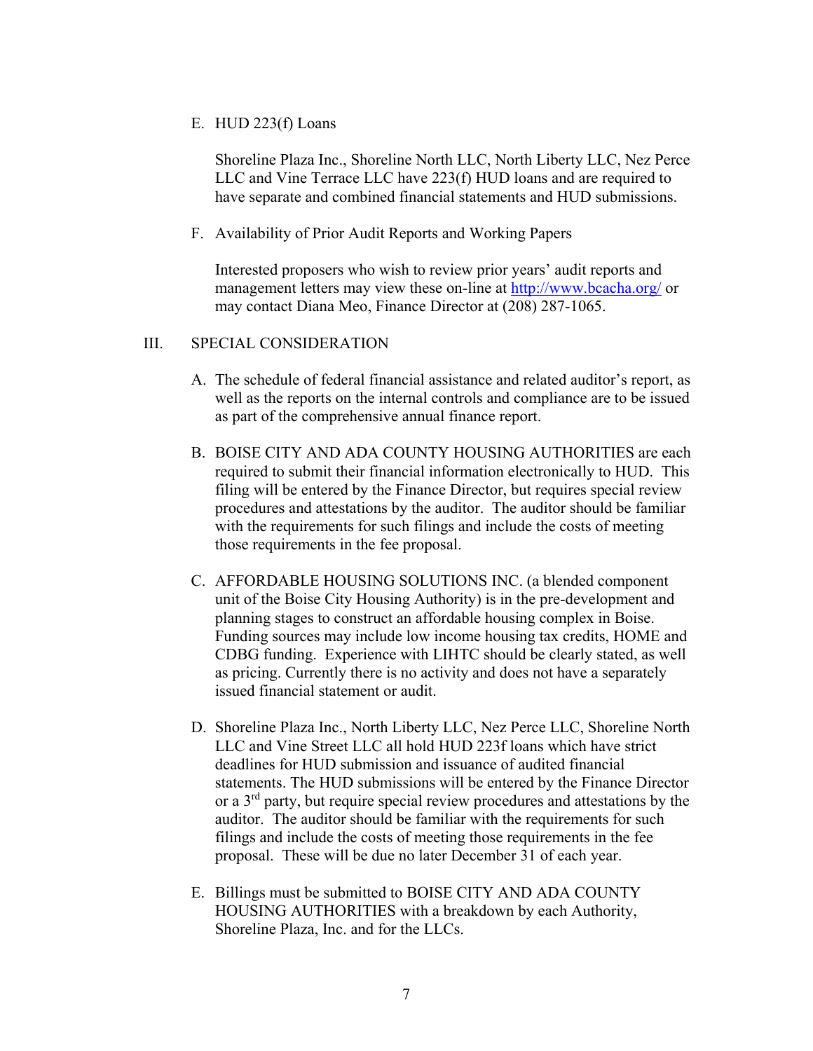E. HUD 223(f) Loans

Shoreline Plaza Inc., Shoreline North LLC, North Liberty LLC, Nez Perce LLC and Vine Terrace LLC have 223(f) HUD loans and are required to have separate and combined financial statements and HUD submissions.

F. Availability of Prior Audit Reports and Working Papers

Interested proposers who wish to review prior years' audit reports and management letters may view these on-line at http://www.bcacha.org/ or may contact Diana Meo, Finance Director at (208) 287-1065.

## III. SPECIAL CONSIDERATION

A. The schedule of federal financial assistance and related auditor's report, as well as the reports on the internal controls and compliance are to be issued as part of the comprehensive annual finance report.

B. BOISE CITY AND ADA COUNTY HOUSING AUTHORITIES are each required to submit their financial information electronically to HUD. This filing will be entered by the Finance Director, but requires special review procedures and attestations by the auditor. The auditor should be familiar with the requirements for such filings and include the costs of meeting those requirements in the fee proposal.

C. AFFORDABLE HOUSING SOLUTIONS INC. (a blended component unit of the Boise City Housing Authority) is in the pre-development and planning stages to construct an affordable housing complex in Boise. Funding sources may include low income housing tax credits, HOME and CDBG funding. Experience with LIHTC should be clearly stated, as well as pricing. Currently there is no activity and does not have a separately issued financial statement or audit.

D. Shoreline Plaza Inc., North Liberty LLC, Nez Perce LLC, Shoreline North LLC and Vine Street LLC all hold HUD 223f loans which have strict deadlines for HUD submission and issuance of audited financial statements. The HUD submissions will be entered by the Finance Director or a 3rd party, but require special review procedures and attestations by the auditor. The auditor should be familiar with the requirements for such filings and include the costs of meeting those requirements in the fee proposal. These will be due no later December 31 of each year.

E. Billings must be submitted to BOISE CITY AND ADA COUNTY HOUSING AUTHORITIES with a breakdown by each Authority, Shoreline Plaza, Inc. and for the LLCs.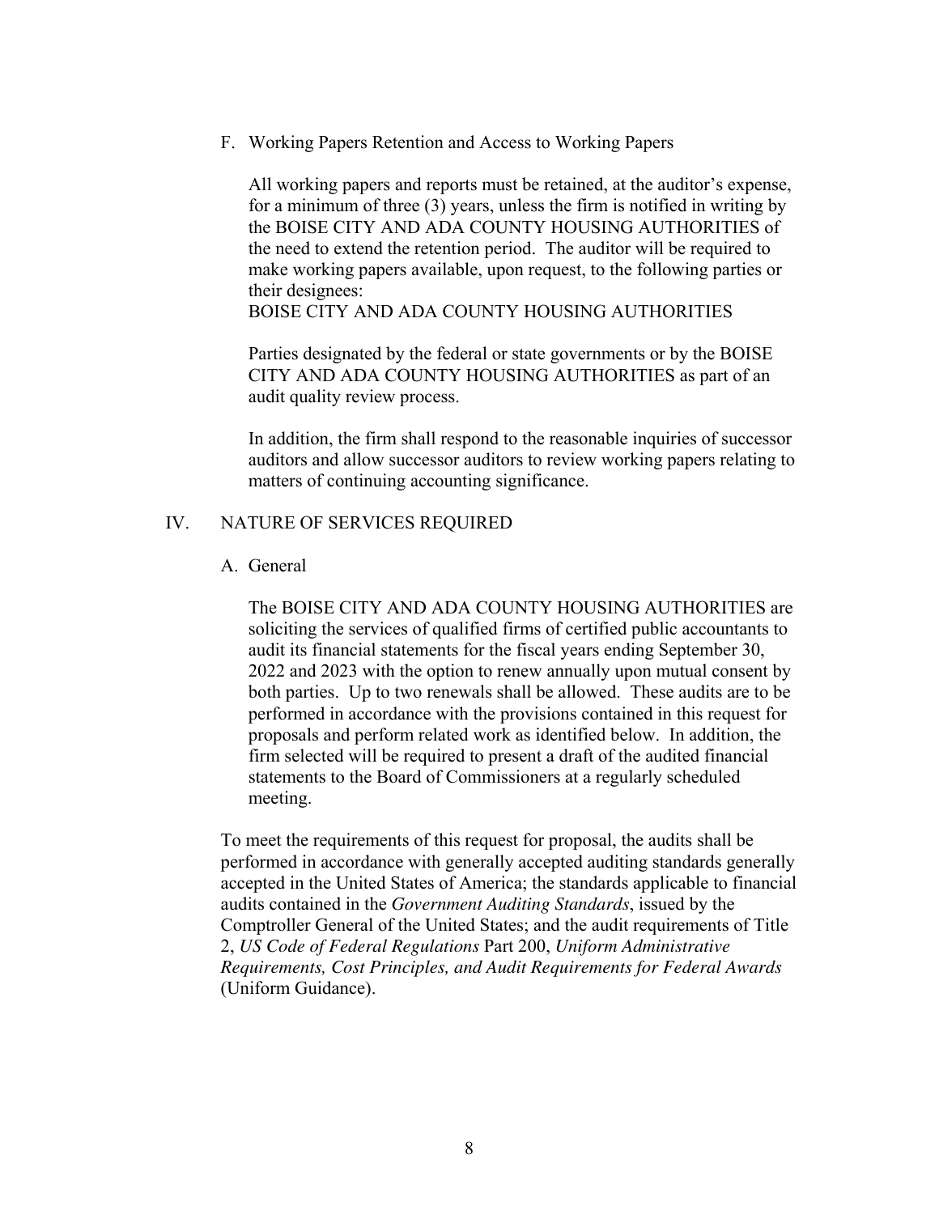### F. Working Papers Retention and Access to Working Papers

All working papers and reports must be retained, at the auditor's expense, for a minimum of three (3) years, unless the firm is notified in writing by the BOISE CITY AND ADA COUNTY HOUSING AUTHORITIES of the need to extend the retention period. The auditor will be required to make working papers available, upon request, to the following parties or their designees:
BOISE CITY AND ADA COUNTY HOUSING AUTHORITIES

Parties designated by the federal or state governments or by the BOISE CITY AND ADA COUNTY HOUSING AUTHORITIES as part of an audit quality review process.

In addition, the firm shall respond to the reasonable inquiries of successor auditors and allow successor auditors to review working papers relating to matters of continuing accounting significance.

## IV. NATURE OF SERVICES REQUIRED

### A. General

The BOISE CITY AND ADA COUNTY HOUSING AUTHORITIES are soliciting the services of qualified firms of certified public accountants to audit its financial statements for the fiscal years ending September 30, 2022 and 2023 with the option to renew annually upon mutual consent by both parties. Up to two renewals shall be allowed. These audits are to be performed in accordance with the provisions contained in this request for proposals and perform related work as identified below. In addition, the firm selected will be required to present a draft of the audited financial statements to the Board of Commissioners at a regularly scheduled meeting.

To meet the requirements of this request for proposal, the audits shall be performed in accordance with generally accepted auditing standards generally accepted in the United States of America; the standards applicable to financial audits contained in the *Government Auditing Standards*, issued by the Comptroller General of the United States; and the audit requirements of Title 2, *US Code of Federal Regulations* Part 200, *Uniform Administrative Requirements, Cost Principles, and Audit Requirements for Federal Awards* (Uniform Guidance).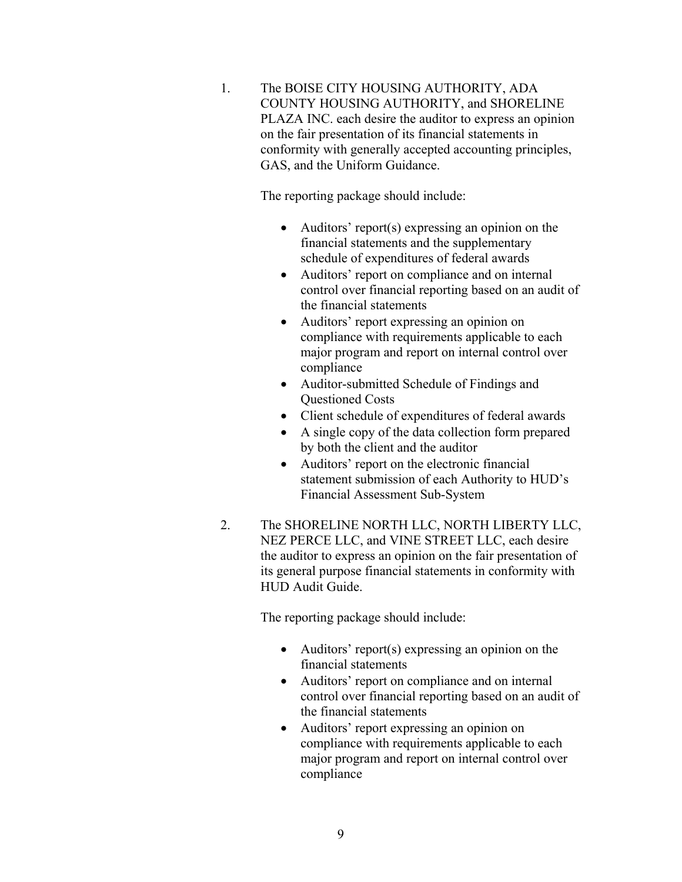1. The BOISE CITY HOUSING AUTHORITY, ADA COUNTY HOUSING AUTHORITY, and SHORELINE PLAZA INC. each desire the auditor to express an opinion on the fair presentation of its financial statements in conformity with generally accepted accounting principles, GAS, and the Uniform Guidance.

   The reporting package should include:

   - Auditors' report(s) expressing an opinion on the financial statements and the supplementary schedule of expenditures of federal awards
   - Auditors' report on compliance and on internal control over financial reporting based on an audit of the financial statements
   - Auditors' report expressing an opinion on compliance with requirements applicable to each major program and report on internal control over compliance
   - Auditor-submitted Schedule of Findings and Questioned Costs
   - Client schedule of expenditures of federal awards
   - A single copy of the data collection form prepared by both the client and the auditor
   - Auditors' report on the electronic financial statement submission of each Authority to HUD's Financial Assessment Sub-System

2. The SHORELINE NORTH LLC, NORTH LIBERTY LLC, NEZ PERCE LLC, and VINE STREET LLC, each desire the auditor to express an opinion on the fair presentation of its general purpose financial statements in conformity with HUD Audit Guide.

   The reporting package should include:

   - Auditors' report(s) expressing an opinion on the financial statements
   - Auditors' report on compliance and on internal control over financial reporting based on an audit of the financial statements
   - Auditors' report expressing an opinion on compliance with requirements applicable to each major program and report on internal control over compliance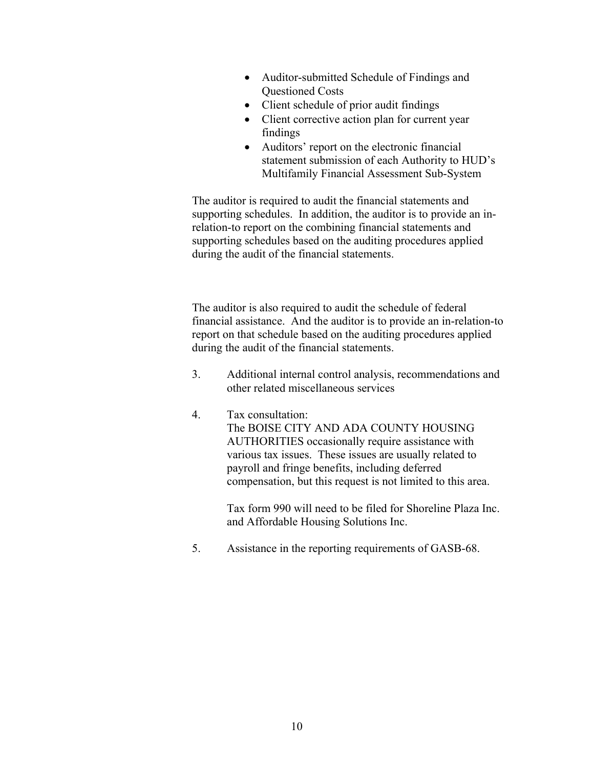- Auditor-submitted Schedule of Findings and Questioned Costs
- Client schedule of prior audit findings
- Client corrective action plan for current year findings
- Auditors' report on the electronic financial statement submission of each Authority to HUD's Multifamily Financial Assessment Sub-System

The auditor is required to audit the financial statements and supporting schedules. In addition, the auditor is to provide an in-relation-to report on the combining financial statements and supporting schedules based on the auditing procedures applied during the audit of the financial statements.

The auditor is also required to audit the schedule of federal financial assistance. And the auditor is to provide an in-relation-to report on that schedule based on the auditing procedures applied during the audit of the financial statements.

3. Additional internal control analysis, recommendations and other related miscellaneous services

4. Tax consultation:
   The BOISE CITY AND ADA COUNTY HOUSING AUTHORITIES occasionally require assistance with various tax issues. These issues are usually related to payroll and fringe benefits, including deferred compensation, but this request is not limited to this area.

   Tax form 990 will need to be filed for Shoreline Plaza Inc. and Affordable Housing Solutions Inc.

5. Assistance in the reporting requirements of GASB-68.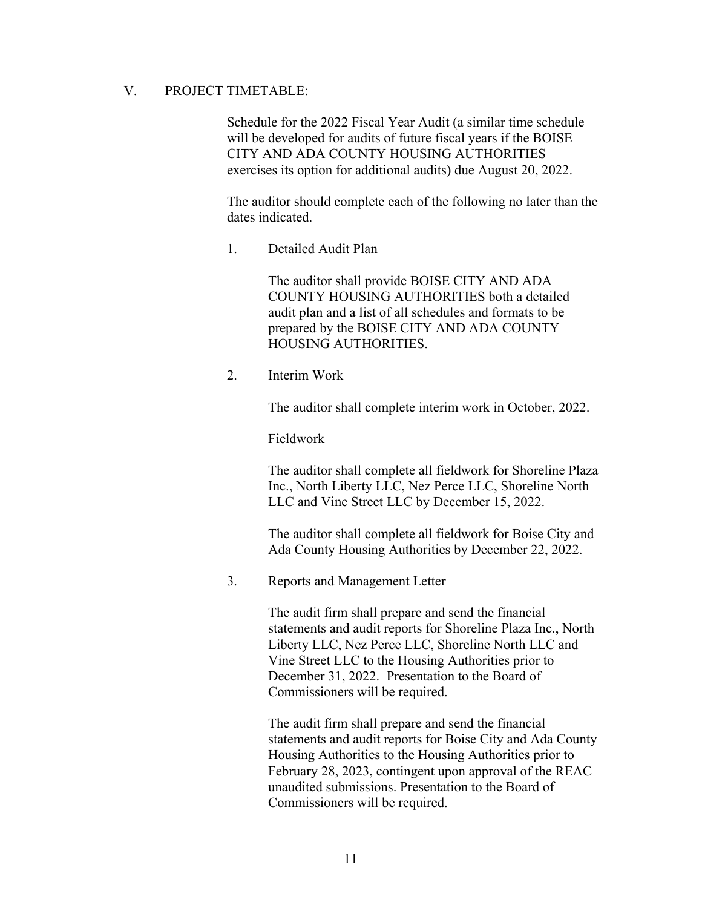## V. PROJECT TIMETABLE:

Schedule for the 2022 Fiscal Year Audit (a similar time schedule will be developed for audits of future fiscal years if the BOISE CITY AND ADA COUNTY HOUSING AUTHORITIES exercises its option for additional audits) due August 20, 2022.

The auditor should complete each of the following no later than the dates indicated.

1. Detailed Audit Plan

   The auditor shall provide BOISE CITY AND ADA COUNTY HOUSING AUTHORITIES both a detailed audit plan and a list of all schedules and formats to be prepared by the BOISE CITY AND ADA COUNTY HOUSING AUTHORITIES.

2. Interim Work

   The auditor shall complete interim work in October, 2022.

   Fieldwork

   The auditor shall complete all fieldwork for Shoreline Plaza Inc., North Liberty LLC, Nez Perce LLC, Shoreline North LLC and Vine Street LLC by December 15, 2022.

   The auditor shall complete all fieldwork for Boise City and Ada County Housing Authorities by December 22, 2022.

3. Reports and Management Letter

   The audit firm shall prepare and send the financial statements and audit reports for Shoreline Plaza Inc., North Liberty LLC, Nez Perce LLC, Shoreline North LLC and Vine Street LLC to the Housing Authorities prior to December 31, 2022. Presentation to the Board of Commissioners will be required.

   The audit firm shall prepare and send the financial statements and audit reports for Boise City and Ada County Housing Authorities to the Housing Authorities prior to February 28, 2023, contingent upon approval of the REAC unaudited submissions. Presentation to the Board of Commissioners will be required.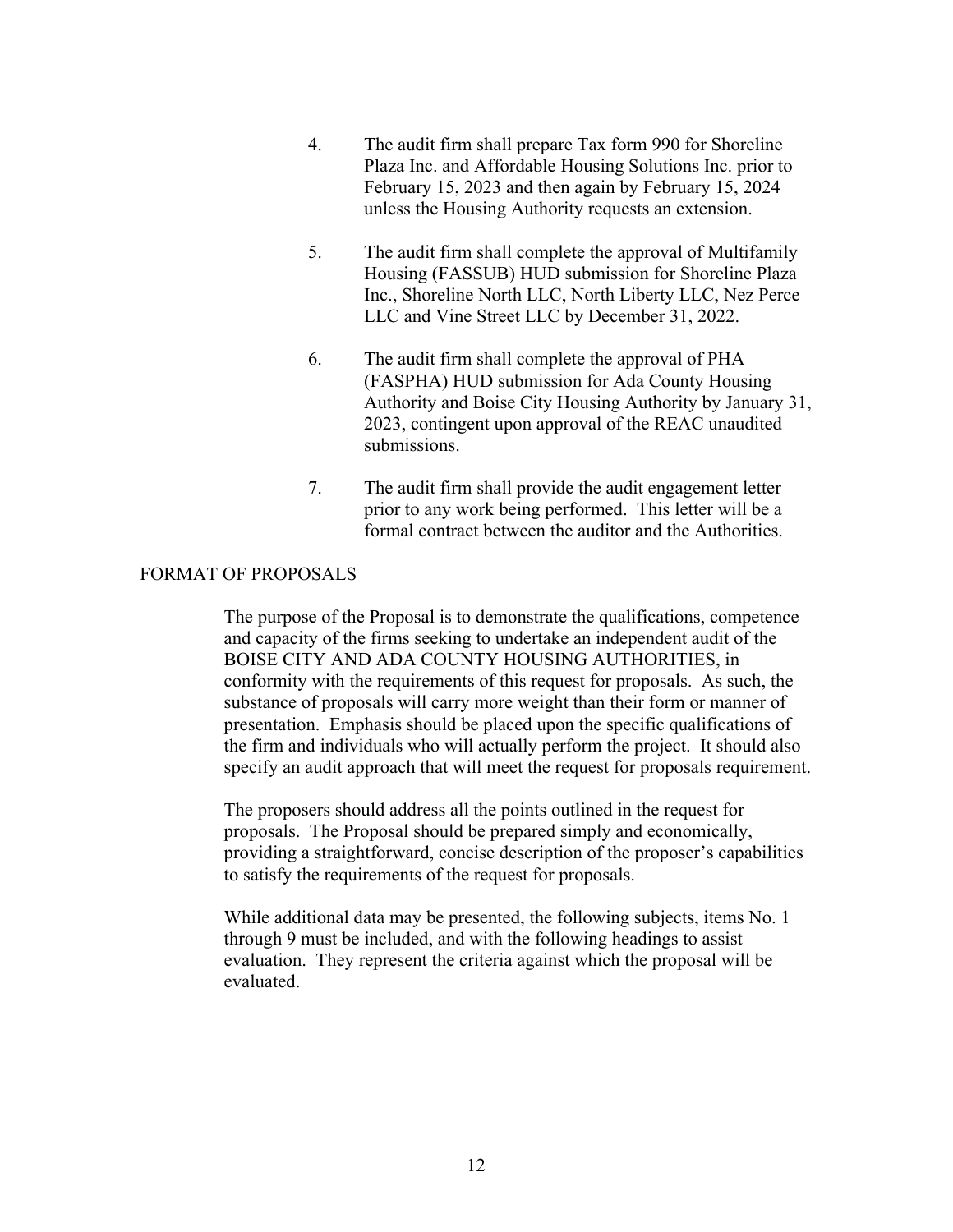4. The audit firm shall prepare Tax form 990 for Shoreline Plaza Inc. and Affordable Housing Solutions Inc. prior to February 15, 2023 and then again by February 15, 2024 unless the Housing Authority requests an extension.

5. The audit firm shall complete the approval of Multifamily Housing (FASSUB) HUD submission for Shoreline Plaza Inc., Shoreline North LLC, North Liberty LLC, Nez Perce LLC and Vine Street LLC by December 31, 2022.

6. The audit firm shall complete the approval of PHA (FASPHA) HUD submission for Ada County Housing Authority and Boise City Housing Authority by January 31, 2023, contingent upon approval of the REAC unaudited submissions.

7. The audit firm shall provide the audit engagement letter prior to any work being performed. This letter will be a formal contract between the auditor and the Authorities.

## FORMAT OF PROPOSALS

The purpose of the Proposal is to demonstrate the qualifications, competence and capacity of the firms seeking to undertake an independent audit of the BOISE CITY AND ADA COUNTY HOUSING AUTHORITIES, in conformity with the requirements of this request for proposals. As such, the substance of proposals will carry more weight than their form or manner of presentation. Emphasis should be placed upon the specific qualifications of the firm and individuals who will actually perform the project. It should also specify an audit approach that will meet the request for proposals requirement.

The proposers should address all the points outlined in the request for proposals. The Proposal should be prepared simply and economically, providing a straightforward, concise description of the proposer's capabilities to satisfy the requirements of the request for proposals.

While additional data may be presented, the following subjects, items No. 1 through 9 must be included, and with the following headings to assist evaluation. They represent the criteria against which the proposal will be evaluated.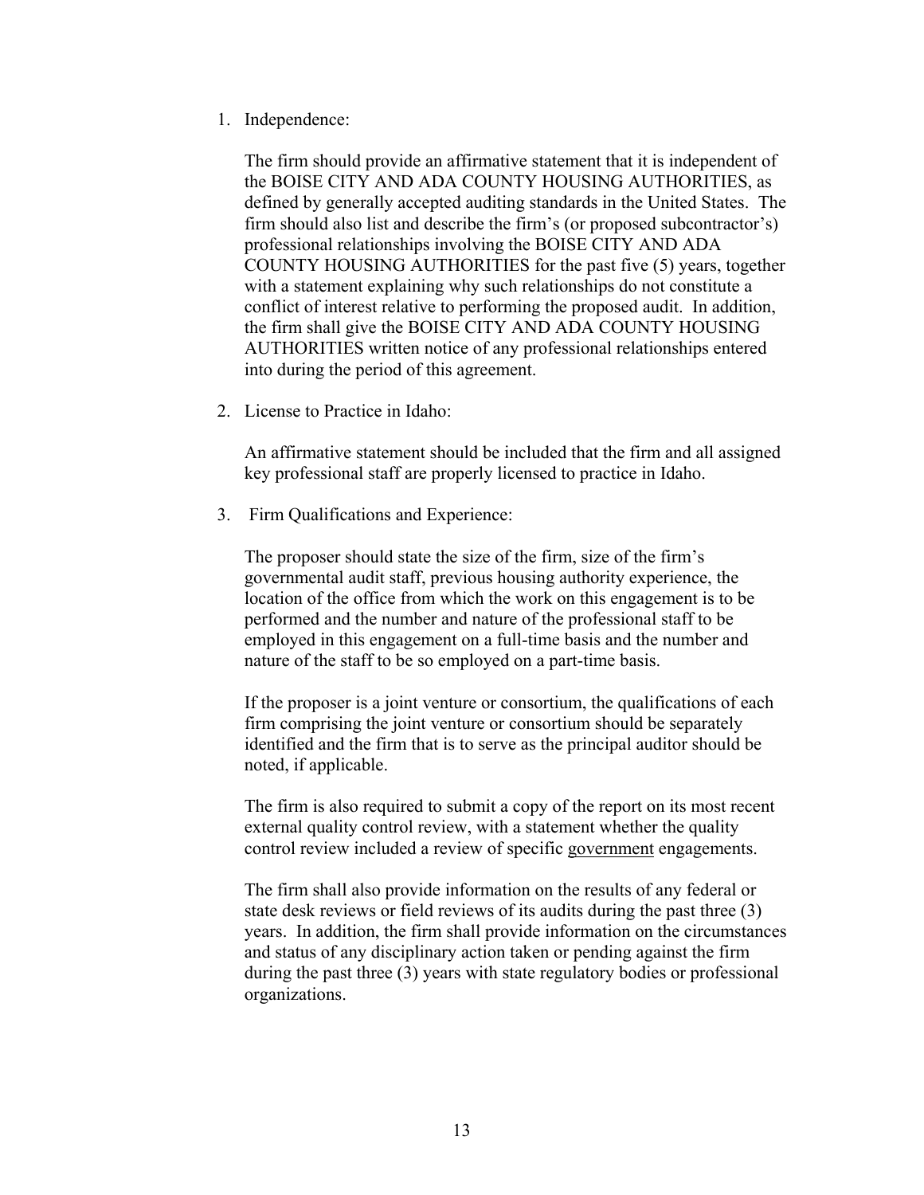1. Independence:

   The firm should provide an affirmative statement that it is independent of the BOISE CITY AND ADA COUNTY HOUSING AUTHORITIES, as defined by generally accepted auditing standards in the United States. The firm should also list and describe the firm's (or proposed subcontractor's) professional relationships involving the BOISE CITY AND ADA COUNTY HOUSING AUTHORITIES for the past five (5) years, together with a statement explaining why such relationships do not constitute a conflict of interest relative to performing the proposed audit. In addition, the firm shall give the BOISE CITY AND ADA COUNTY HOUSING AUTHORITIES written notice of any professional relationships entered into during the period of this agreement.

2. License to Practice in Idaho:

   An affirmative statement should be included that the firm and all assigned key professional staff are properly licensed to practice in Idaho.

3. Firm Qualifications and Experience:

   The proposer should state the size of the firm, size of the firm's governmental audit staff, previous housing authority experience, the location of the office from which the work on this engagement is to be performed and the number and nature of the professional staff to be employed in this engagement on a full-time basis and the number and nature of the staff to be so employed on a part-time basis.

   If the proposer is a joint venture or consortium, the qualifications of each firm comprising the joint venture or consortium should be separately identified and the firm that is to serve as the principal auditor should be noted, if applicable.

   The firm is also required to submit a copy of the report on its most recent external quality control review, with a statement whether the quality control review included a review of specific <u>government</u> engagements.

   The firm shall also provide information on the results of any federal or state desk reviews or field reviews of its audits during the past three (3) years. In addition, the firm shall provide information on the circumstances and status of any disciplinary action taken or pending against the firm during the past three (3) years with state regulatory bodies or professional organizations.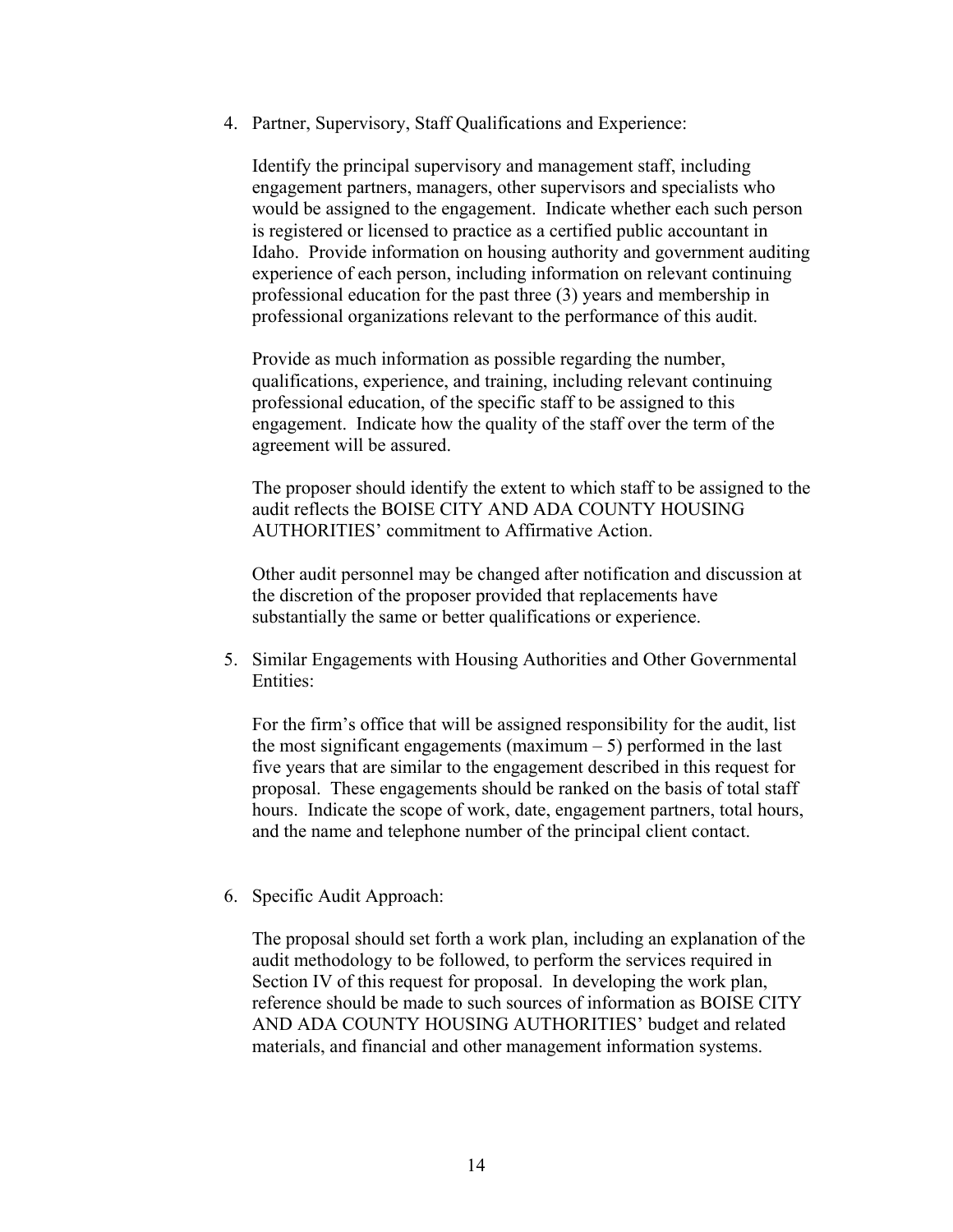4. Partner, Supervisory, Staff Qualifications and Experience:

   Identify the principal supervisory and management staff, including engagement partners, managers, other supervisors and specialists who would be assigned to the engagement. Indicate whether each such person is registered or licensed to practice as a certified public accountant in Idaho. Provide information on housing authority and government auditing experience of each person, including information on relevant continuing professional education for the past three (3) years and membership in professional organizations relevant to the performance of this audit.

   Provide as much information as possible regarding the number, qualifications, experience, and training, including relevant continuing professional education, of the specific staff to be assigned to this engagement. Indicate how the quality of the staff over the term of the agreement will be assured.

   The proposer should identify the extent to which staff to be assigned to the audit reflects the BOISE CITY AND ADA COUNTY HOUSING AUTHORITIES' commitment to Affirmative Action.

   Other audit personnel may be changed after notification and discussion at the discretion of the proposer provided that replacements have substantially the same or better qualifications or experience.

5. Similar Engagements with Housing Authorities and Other Governmental Entities:

   For the firm's office that will be assigned responsibility for the audit, list the most significant engagements (maximum – 5) performed in the last five years that are similar to the engagement described in this request for proposal. These engagements should be ranked on the basis of total staff hours. Indicate the scope of work, date, engagement partners, total hours, and the name and telephone number of the principal client contact.

6. Specific Audit Approach:

   The proposal should set forth a work plan, including an explanation of the audit methodology to be followed, to perform the services required in Section IV of this request for proposal. In developing the work plan, reference should be made to such sources of information as BOISE CITY AND ADA COUNTY HOUSING AUTHORITIES' budget and related materials, and financial and other management information systems.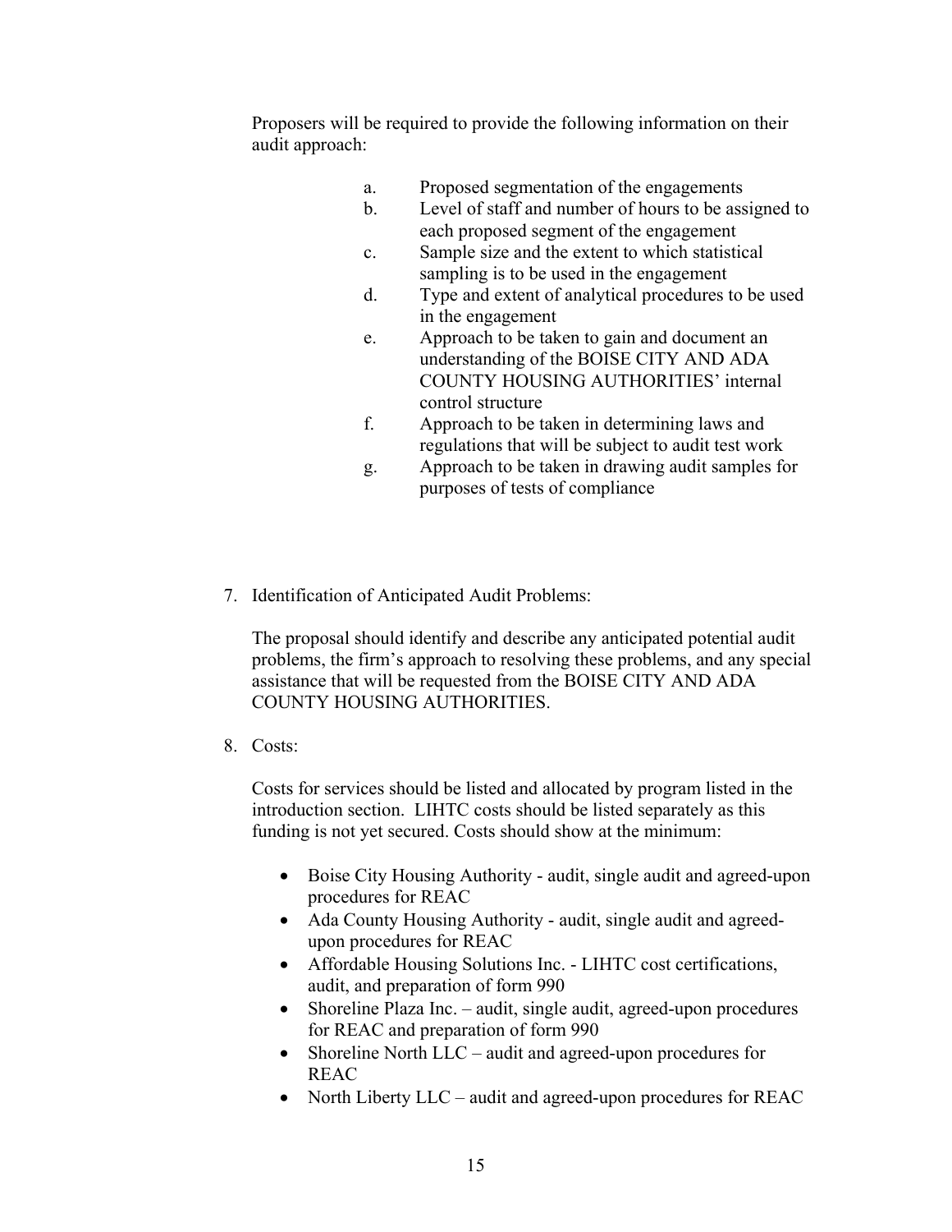Proposers will be required to provide the following information on their audit approach:

a. Proposed segmentation of the engagements
b. Level of staff and number of hours to be assigned to each proposed segment of the engagement
c. Sample size and the extent to which statistical sampling is to be used in the engagement
d. Type and extent of analytical procedures to be used in the engagement
e. Approach to be taken to gain and document an understanding of the BOISE CITY AND ADA COUNTY HOUSING AUTHORITIES' internal control structure
f. Approach to be taken in determining laws and regulations that will be subject to audit test work
g. Approach to be taken in drawing audit samples for purposes of tests of compliance

7. Identification of Anticipated Audit Problems:

   The proposal should identify and describe any anticipated potential audit problems, the firm's approach to resolving these problems, and any special assistance that will be requested from the BOISE CITY AND ADA COUNTY HOUSING AUTHORITIES.

8. Costs:

   Costs for services should be listed and allocated by program listed in the introduction section. LIHTC costs should be listed separately as this funding is not yet secured. Costs should show at the minimum:

   - Boise City Housing Authority - audit, single audit and agreed-upon procedures for REAC
   - Ada County Housing Authority - audit, single audit and agreed-upon procedures for REAC
   - Affordable Housing Solutions Inc. - LIHTC cost certifications, audit, and preparation of form 990
   - Shoreline Plaza Inc. – audit, single audit, agreed-upon procedures for REAC and preparation of form 990
   - Shoreline North LLC – audit and agreed-upon procedures for REAC
   - North Liberty LLC – audit and agreed-upon procedures for REAC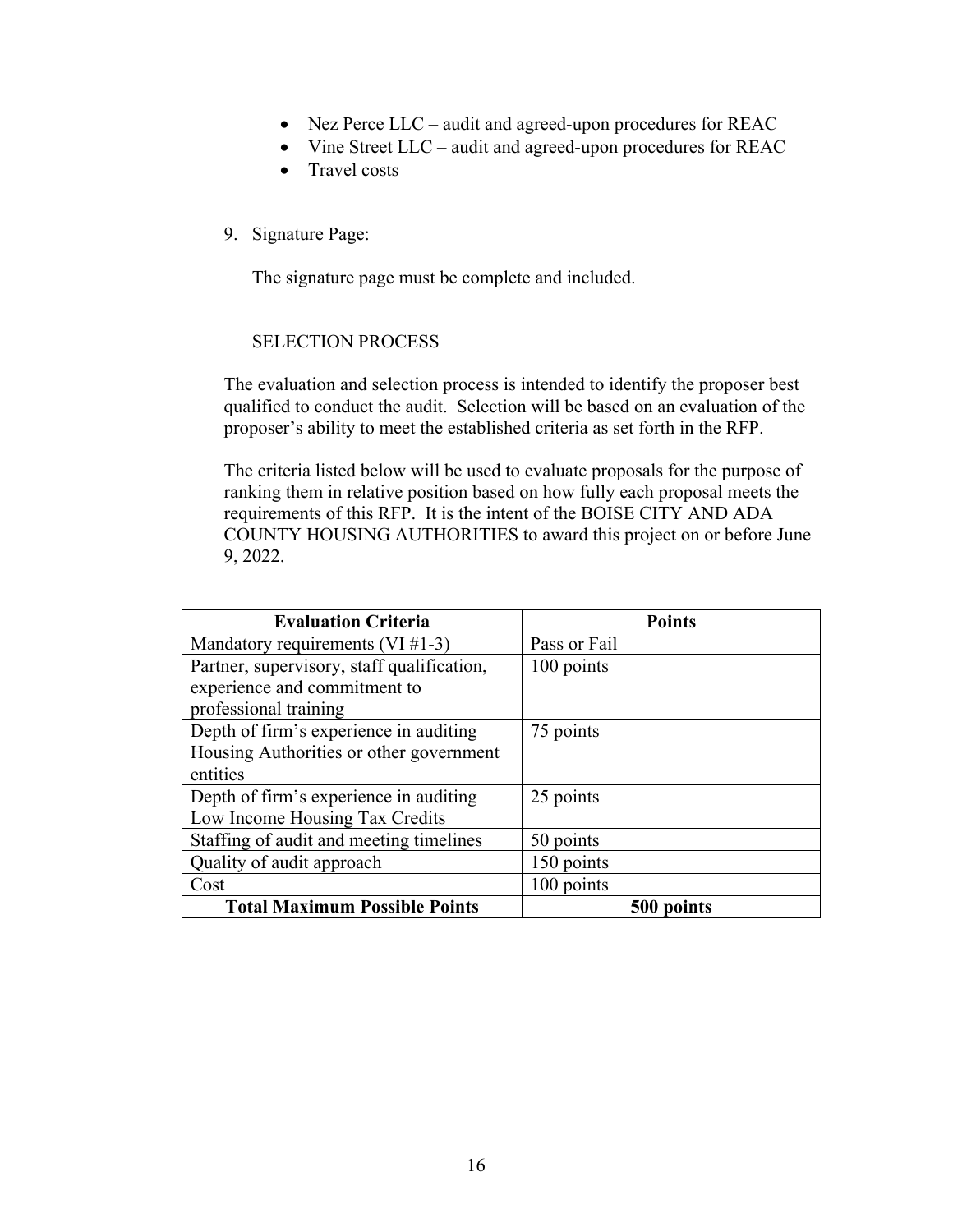- Nez Perce LLC – audit and agreed-upon procedures for REAC
- Vine Street LLC – audit and agreed-upon procedures for REAC
- Travel costs

9. Signature Page:

   The signature page must be complete and included.

SELECTION PROCESS

The evaluation and selection process is intended to identify the proposer best qualified to conduct the audit. Selection will be based on an evaluation of the proposer's ability to meet the established criteria as set forth in the RFP.

The criteria listed below will be used to evaluate proposals for the purpose of ranking them in relative position based on how fully each proposal meets the requirements of this RFP. It is the intent of the BOISE CITY AND ADA COUNTY HOUSING AUTHORITIES to award this project on or before June 9, 2022.

| Evaluation Criteria | Points |
|---|---|
| Mandatory requirements (VI #1-3) | Pass or Fail |
| Partner, supervisory, staff qualification, experience and commitment to professional training | 100 points |
| Depth of firm's experience in auditing Housing Authorities or other government entities | 75 points |
| Depth of firm's experience in auditing Low Income Housing Tax Credits | 25 points |
| Staffing of audit and meeting timelines | 50 points |
| Quality of audit approach | 150 points |
| Cost | 100 points |
| **Total Maximum Possible Points** | **500 points** |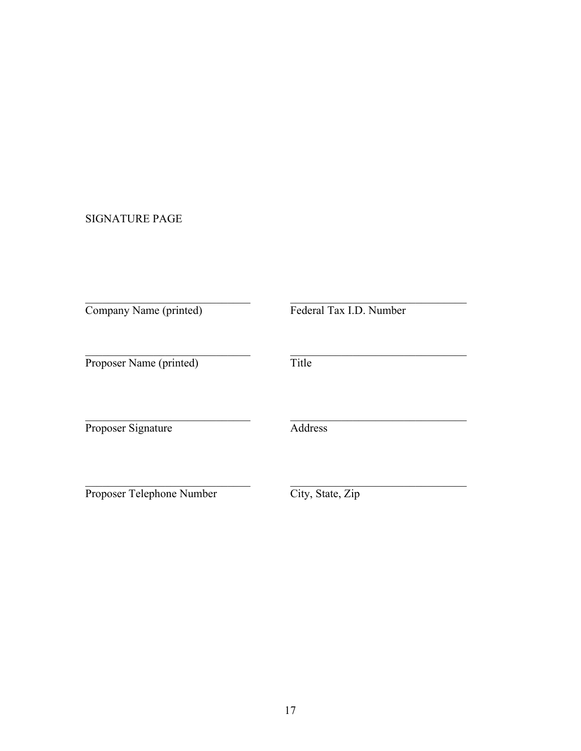SIGNATURE PAGE

| | |
|---|---|
| \_\_\_\_\_\_\_\_\_\_\_\_\_\_\_\_\_\_\_\_\_\_\_\_\_\_\_\_\_\_ | \_\_\_\_\_\_\_\_\_\_\_\_\_\_\_\_\_\_\_\_\_\_\_\_\_\_\_\_\_\_ |
| Company Name (printed) | Federal Tax I.D. Number |
| \_\_\_\_\_\_\_\_\_\_\_\_\_\_\_\_\_\_\_\_\_\_\_\_\_\_\_\_\_\_ | \_\_\_\_\_\_\_\_\_\_\_\_\_\_\_\_\_\_\_\_\_\_\_\_\_\_\_\_\_\_ |
| Proposer Name (printed) | Title |
| \_\_\_\_\_\_\_\_\_\_\_\_\_\_\_\_\_\_\_\_\_\_\_\_\_\_\_\_\_\_ | \_\_\_\_\_\_\_\_\_\_\_\_\_\_\_\_\_\_\_\_\_\_\_\_\_\_\_\_\_\_ |
| Proposer Signature | Address |
| \_\_\_\_\_\_\_\_\_\_\_\_\_\_\_\_\_\_\_\_\_\_\_\_\_\_\_\_\_\_ | \_\_\_\_\_\_\_\_\_\_\_\_\_\_\_\_\_\_\_\_\_\_\_\_\_\_\_\_\_\_ |
| Proposer Telephone Number | City, State, Zip |